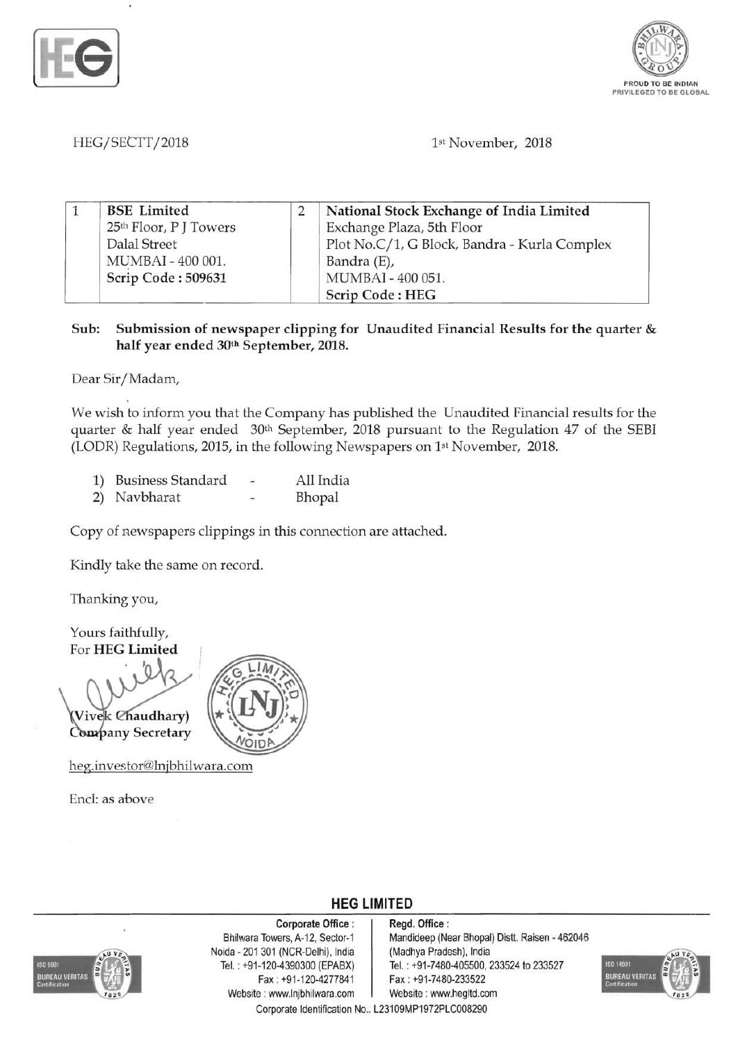HEG/SECTT/2018

1st November, 2018

| 1 | **BSE Limited**<br>25th Floor, P J Towers<br>Dalal Street<br>MUMBAI - 400 001.<br>**Scrip Code : 509631** | 2 | **National Stock Exchange of India Limited**<br>Exchange Plaza, 5th Floor<br>Plot No.C/1, G Block, Bandra - Kurla Complex<br>Bandra (E),<br>MUMBAI - 400 051.<br>**Scrip Code : HEG** |
|---|---|---|---|

**Sub: Submission of newspaper clipping for Unaudited Financial Results for the quarter & half year ended 30th September, 2018.**

Dear Sir/Madam,

We wish to inform you that the Company has published the Unaudited Financial results for the quarter & half year ended 30th September, 2018 pursuant to the Regulation 47 of the SEBI (LODR) Regulations, 2015, in the following Newspapers on 1st November, 2018.

1) Business Standard - All India
2) Navbharat - Bhopal

Copy of newspapers clippings in this connection are attached.

Kindly take the same on record.

Thanking you,

Yours faithfully,
For **HEG Limited**

**(Vivek Chaudhary)**
**Company Secretary**

heg.investor@lnjbhilwara.com

Encl: as above

**HEG LIMITED**

**Corporate Office :** Bhilwara Towers, A-12, Sector-1, Noida - 201 301 (NCR-Delhi), India
Tel. : +91-120-4390300 (EPABX)
Fax : +91-120-4277841
Website : www.lnjbhilwara.com

**Regd. Office :** Mandideep (Near Bhopal) Distt. Raisen - 462046 (Madhya Pradesh), India
Tel. : +91-7480-405500, 233524 to 233527
Fax : +91-7480-233522
Website : www.hegltd.com

Corporate Identification No.: L23109MP1972PLC008290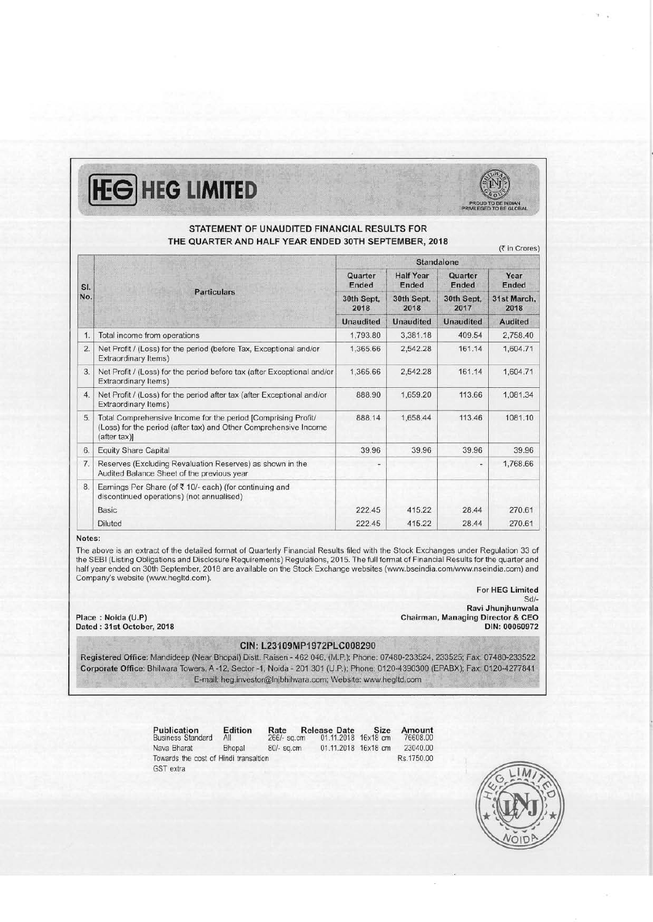# HEG LIMITED

PROUD TO BE INDIAN PRIVILEGED TO BE GLOBAL

## STATEMENT OF UNAUDITED FINANCIAL RESULTS FOR THE QUARTER AND HALF YEAR ENDED 30TH SEPTEMBER, 2018

(₹ in Crores)

| Sl. No. | Particulars | Standalone | | | |
|---|---|---|---|---|---|
| | | Quarter Ended | Half Year Ended | Quarter Ended | Year Ended |
| | | 30th Sept, 2018 | 30th Sept, 2018 | 30th Sept, 2017 | 31st March, 2018 |
| | | Unaudited | Unaudited | Unaudited | Audited |
| 1. | Total income from operations | 1,793.80 | 3,381.18 | 409.54 | 2,758.40 |
| 2. | Net Profit / (Loss) for the period (before Tax, Exceptional and/or Extraordinary Items) | 1,365.66 | 2,542.28 | 161.14 | 1,604.71 |
| 3. | Net Profit / (Loss) for the period before tax (after Exceptional and/or Extraordinary Items) | 1,365.66 | 2,542.28 | 161.14 | 1,604.71 |
| 4. | Net Profit / (Loss) for the period after tax (after Exceptional and/or Extraordinary Items) | 888.90 | 1,659.20 | 113.66 | 1,081.34 |
| 5. | Total Comprehensive Income for the period [Comprising Profit/ (Loss) for the period (after tax) and Other Comprehensive Income (after tax)] | 888.14 | 1,658.44 | 113.46 | 1081.10 |
| 6. | Equity Share Capital | 39.96 | 39.96 | 39.96 | 39.96 |
| 7. | Reserves (Excluding Revaluation Reserves) as shown in the Audited Balance Sheet of the previous year | - | | - | 1,768.66 |
| 8. | Earnings Per Share (of ₹ 10/- each) (for continuing and discontinued operations) (not annualised) | | | | |
| | Basic | 222.45 | 415.22 | 28.44 | 270.61 |
| | Diluted | 222.45 | 415.22 | 28.44 | 270.61 |

**Notes:**

The above is an extract of the detailed format of Quarterly Financial Results filed with the Stock Exchanges under Regulation 33 of the SEBI (Listing Obligations and Disclosure Requirements) Regulations, 2015. The full format of Financial Results for the quarter and half year ended on 30th September, 2018 are available on the Stock Exchange websites (www.bseindia.com/www.nseindia.com) and Company's website (www.hegltd.com).

**For HEG Limited**
Sd/-
**Ravi Jhunjhunwala**
**Chairman, Managing Director & CEO**
**DIN: 00060972**

**Place : Noida (U.P)**
**Dated : 31st October, 2018**

**CIN: L23109MP1972PLC008290**

**Registered Office:** Mandideep (Near Bhopal) Distt. Raisen - 462 046, (M.P.); Phone: 07480-233524, 233525; Fax: 07480-233522
**Corporate Office:** Bhilwara Towers, A-12, Sector -1, Noida - 201 301 (U.P.); Phone: 0120-4390300 (EPABX); Fax: 0120-4277841
E-mail: heg.investor@lnjbhilwara.com; Website: www.hegltd.com

| Publication | Edition | Rate | Release Date | Size | Amount |
|---|---|---|---|---|---|
| Business Standard | All | 266/- sq.cm | 01.11.2018 | 16x18 cm | 76608.00 |
| Nava Bharat | Bhopal | 80/- sq.cm | 01.11.2018 | 16x18 cm | 23040.00 |
| Towards the cost of Hindi translation | | | | | Rs.1750.00 |
| GST extra | | | | | |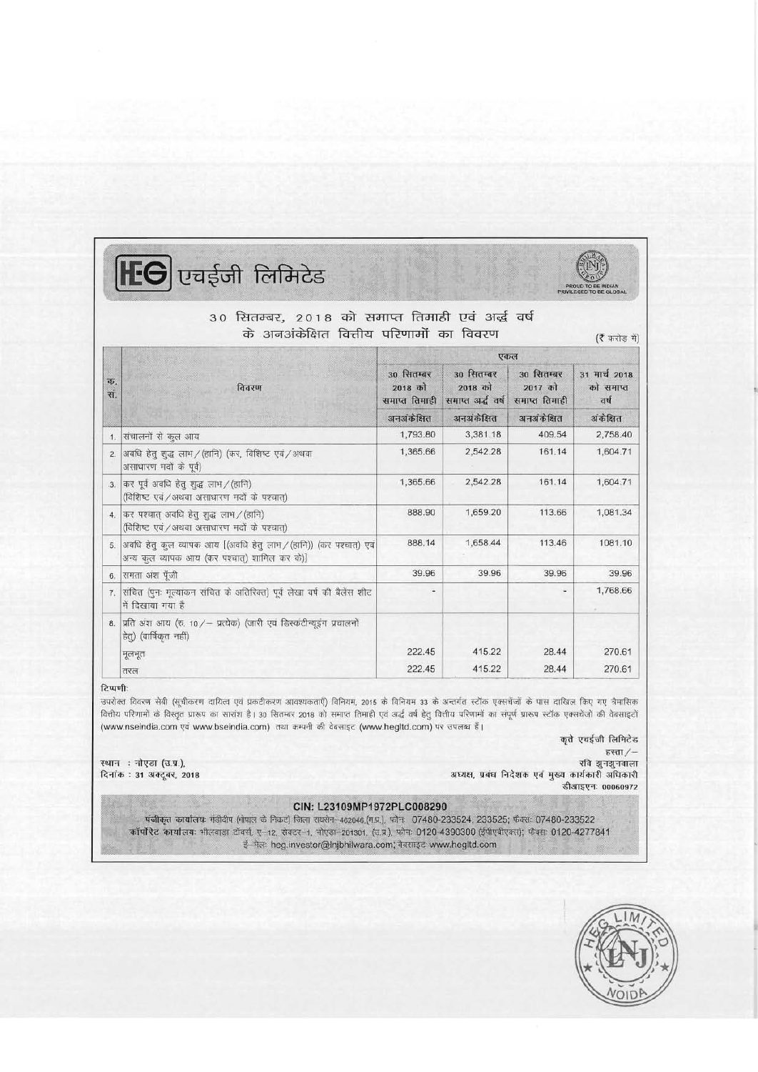# HEG एचईजी लिमिटेड

PROUD TO BE INDIAN PRIVILEGED TO BE GLOBAL

## 30 सितम्बर, 2018 को समाप्त तिमाही एवं अर्द्ध वर्ष के अनअंकेक्षित वित्तीय परिणामों का विवरण

(₹ करोड़ में)

| क्र. सं. | विवरण | एकल | | | |
|---|---|---|---|---|---|
| | | 30 सितम्बर 2018 को समाप्त तिमाही | 30 सितम्बर 2018 को समाप्त अर्द्ध वर्ष | 30 सितम्बर 2017 को समाप्त तिमाही | 31 मार्च 2018 को समाप्त वर्ष |
| | | अनअंकेक्षित | अनअंकेक्षित | अनअंकेक्षित | अंकेक्षित |
| 1. | संचालनों से कुल आय | 1,793.80 | 3,381.18 | 409.54 | 2,758.40 |
| 2. | अवधि हेतु शुद्ध लाभ/(हानि) (कर, विशिष्ट एवं/अथवा असाधारण मदों के पूर्व) | 1,365.66 | 2,542.28 | 161.14 | 1,604.71 |
| 3. | कर पूर्व अवधि हेतु शुद्ध लाभ/(हानि) (विशिष्ट एवं/अथवा असाधारण मदों के पश्चात) | 1,365.66 | 2,542.28 | 161.14 | 1,604.71 |
| 4. | कर पश्चात् अवधि हेतु शुद्ध लाभ/(हानि) (विशिष्ट एवं/अथवा असाधारण मदों के पश्चात) | 888.90 | 1,659.20 | 113.66 | 1,081.34 |
| 5. | अवधि हेतु कुल व्यापक आय [(अवधि हेतु लाभ/(हानि)) (कर पश्चात) एवं अन्य कुल व्यापक आय (कर पश्चात) शामिल कर के)] | 888.14 | 1,658.44 | 113.46 | 1081.10 |
| 6. | समता अंश पूँजी | 39.96 | 39.96 | 39.96 | 39.96 |
| 7. | संचित (पुनः मूल्यांकन संचित के अतिरिक्त) पूर्व लेखा वर्ष की बैलेंस शीट में दिखाया गया है | - | | - | 1,768.66 |
| 8. | प्रति अंश आय (रु. 10/– प्रत्येक) (जारी एवं डिस्कंटीन्यूइंग प्रचालनों हेतु) (वार्षिकृत नहीं) | | | | |
| | मूलभूत | 222.45 | 415.22 | 28.44 | 270.61 |
| | तरल | 222.45 | 415.22 | 28.44 | 270.61 |

**टिप्पणी:**

उपरोक्त विवरण सेबी (सूचीकरण दायित्व एवं प्रकटीकरण आवश्यकताएँ) विनियम, 2015 के विनियम 33 के अन्तर्गत स्टॉक एक्सचेंजों के पास दाखिल किए गए त्रैमासिक वित्तीय परिणामों के विस्तृत प्रारूप का सारांश है। 30 सितम्बर 2018 को समाप्त तिमाही एवं अर्द्ध वर्ष हेतु वित्तीय परिणामों का संपूर्ण प्रारूप स्टॉक एक्सचेंजों की वेबसाइटों (www.nseindia.com एवं www.bseindia.com) तथा कम्पनी की वेबसाइट (www.hegltd.com) पर उपलब्ध हैं।

कृते एचईजी लिमिटेड
हस्ता/–
रवि झुनझुनवाला
अध्यक्ष, प्रबंध निदेशक एवं मुख्य कार्यकारी अधिकारी
डीआइएन: 00060972

स्थान : नोएडा (उ.प्र.),
दिनांक : 31 अक्टूबर, 2018

**CIN: L23109MP1972PLC008290**

पंजीकृत कार्यालय: मंडीदीप (भोपाल के निकट) जिला रायसेन-462046 (म.प्र.), फोन: 07480-233524, 233525; फैक्स: 07480-233522
कॉर्पोरेट कार्यालय: भीलवाड़ा टॉवर्स, ए-12, सेक्टर-1, नोएडा-201301, (उ.प्र.), फोन: 0120-4390300 (ईपीएबीएक्स); फैक्स: 0120-4277841
ई-मेल: heg.investor@lnjbhilwara.com; वेबसाइट: www.hegltd.com